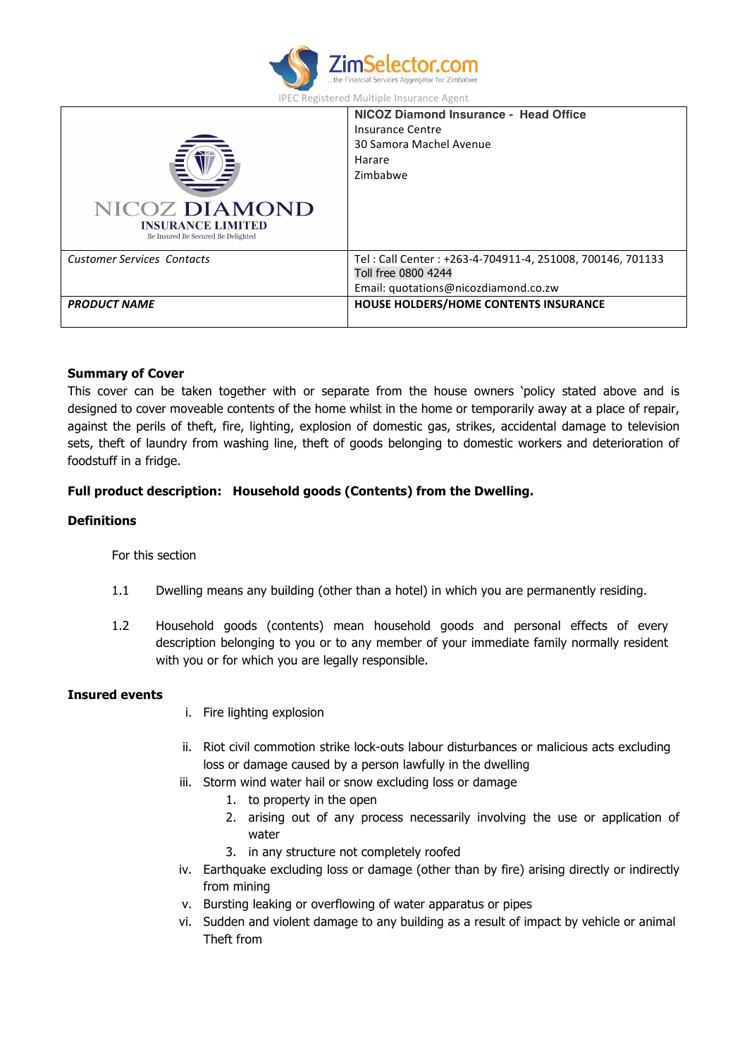ZimSelector.com
...the Financial Services Aggregator for Zimbabwe

IPEC Registered Multiple Insurance Agent

| NICOZ DIAMOND INSURANCE LIMITED<br>Be Insured Be Secured Be Delighted | **NICOZ Diamond Insurance - Head Office**<br>Insurance Centre<br>30 Samora Machel Avenue<br>Harare<br>Zimbabwe |
|---|---|
| *Customer Services Contacts* | Tel : Call Center : +263-4-704911-4, 251008, 700146, 701133<br>Toll free 0800 4244<br>Email: quotations@nicozdiamond.co.zw |
| ***PRODUCT NAME*** | **HOUSE HOLDERS/HOME CONTENTS INSURANCE** |

**Summary of Cover**

This cover can be taken together with or separate from the house owners 'policy stated above and is designed to cover moveable contents of the home whilst in the home or temporarily away at a place of repair, against the perils of theft, fire, lighting, explosion of domestic gas, strikes, accidental damage to television sets, theft of laundry from washing line, theft of goods belonging to domestic workers and deterioration of foodstuff in a fridge.

**Full product description: Household goods (Contents) from the Dwelling.**

**Definitions**

For this section

1.1 Dwelling means any building (other than a hotel) in which you are permanently residing.

1.2 Household goods (contents) mean household goods and personal effects of every description belonging to you or to any member of your immediate family normally resident with you or for which you are legally responsible.

**Insured events**

i. Fire lighting explosion

ii. Riot civil commotion strike lock-outs labour disturbances or malicious acts excluding loss or damage caused by a person lawfully in the dwelling

iii. Storm wind water hail or snow excluding loss or damage
   1. to property in the open
   2. arising out of any process necessarily involving the use or application of water
   3. in any structure not completely roofed

iv. Earthquake excluding loss or damage (other than by fire) arising directly or indirectly from mining

v. Bursting leaking or overflowing of water apparatus or pipes

vi. Sudden and violent damage to any building as a result of impact by vehicle or animal
Theft from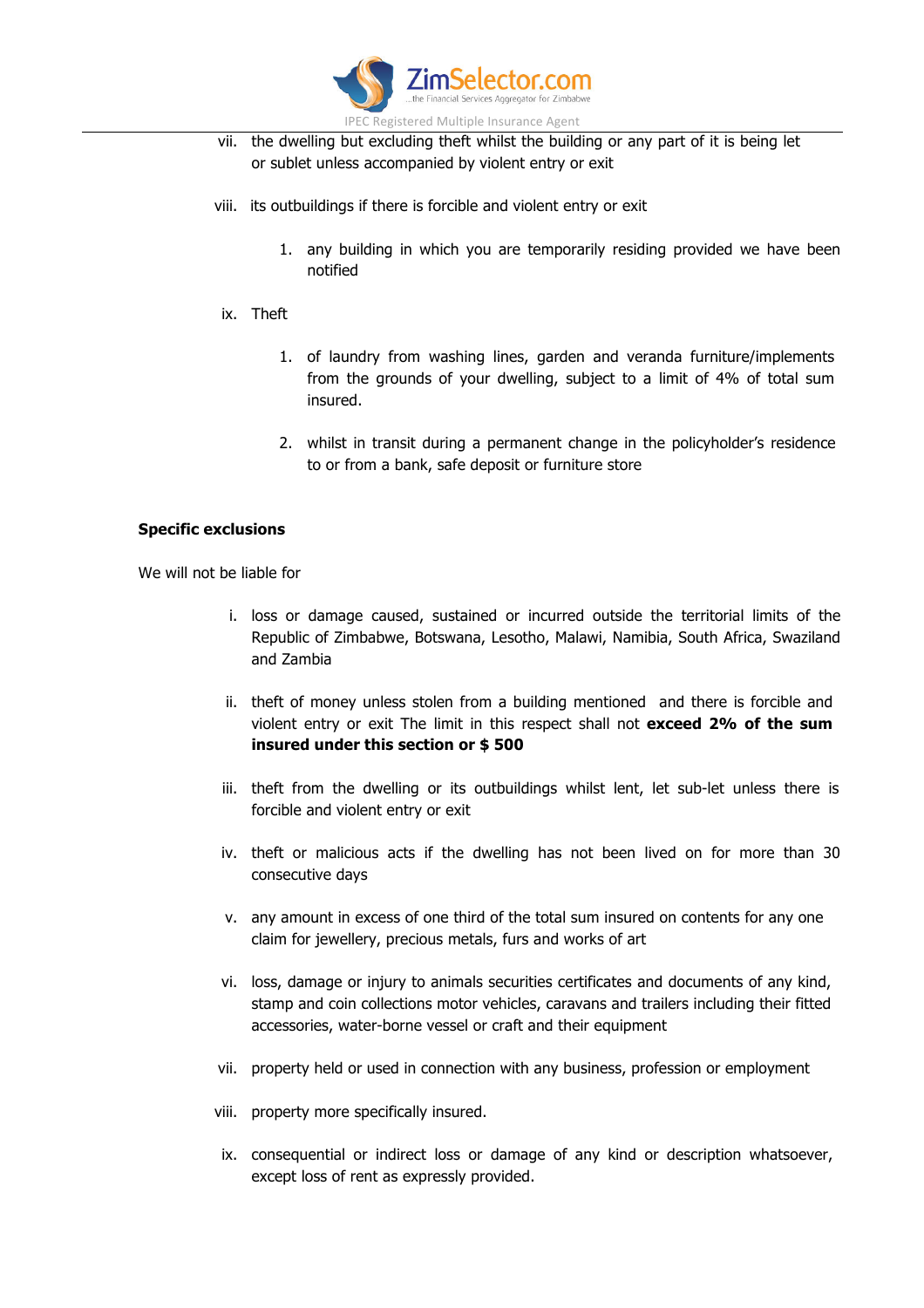vii. the dwelling but excluding theft whilst the building or any part of it is being let or sublet unless accompanied by violent entry or exit

viii. its outbuildings if there is forcible and violent entry or exit

   1. any building in which you are temporarily residing provided we have been notified

ix. Theft

   1. of laundry from washing lines, garden and veranda furniture/implements from the grounds of your dwelling, subject to a limit of 4% of total sum insured.

   2. whilst in transit during a permanent change in the policyholder's residence to or from a bank, safe deposit or furniture store

**Specific exclusions**

We will not be liable for

i. loss or damage caused, sustained or incurred outside the territorial limits of the Republic of Zimbabwe, Botswana, Lesotho, Malawi, Namibia, South Africa, Swaziland and Zambia

ii. theft of money unless stolen from a building mentioned and there is forcible and violent entry or exit The limit in this respect shall not **exceed 2% of the sum insured under this section or $ 500**

iii. theft from the dwelling or its outbuildings whilst lent, let sub-let unless there is forcible and violent entry or exit

iv. theft or malicious acts if the dwelling has not been lived on for more than 30 consecutive days

v. any amount in excess of one third of the total sum insured on contents for any one claim for jewellery, precious metals, furs and works of art

vi. loss, damage or injury to animals securities certificates and documents of any kind, stamp and coin collections motor vehicles, caravans and trailers including their fitted accessories, water-borne vessel or craft and their equipment

vii. property held or used in connection with any business, profession or employment

viii. property more specifically insured.

ix. consequential or indirect loss or damage of any kind or description whatsoever, except loss of rent as expressly provided.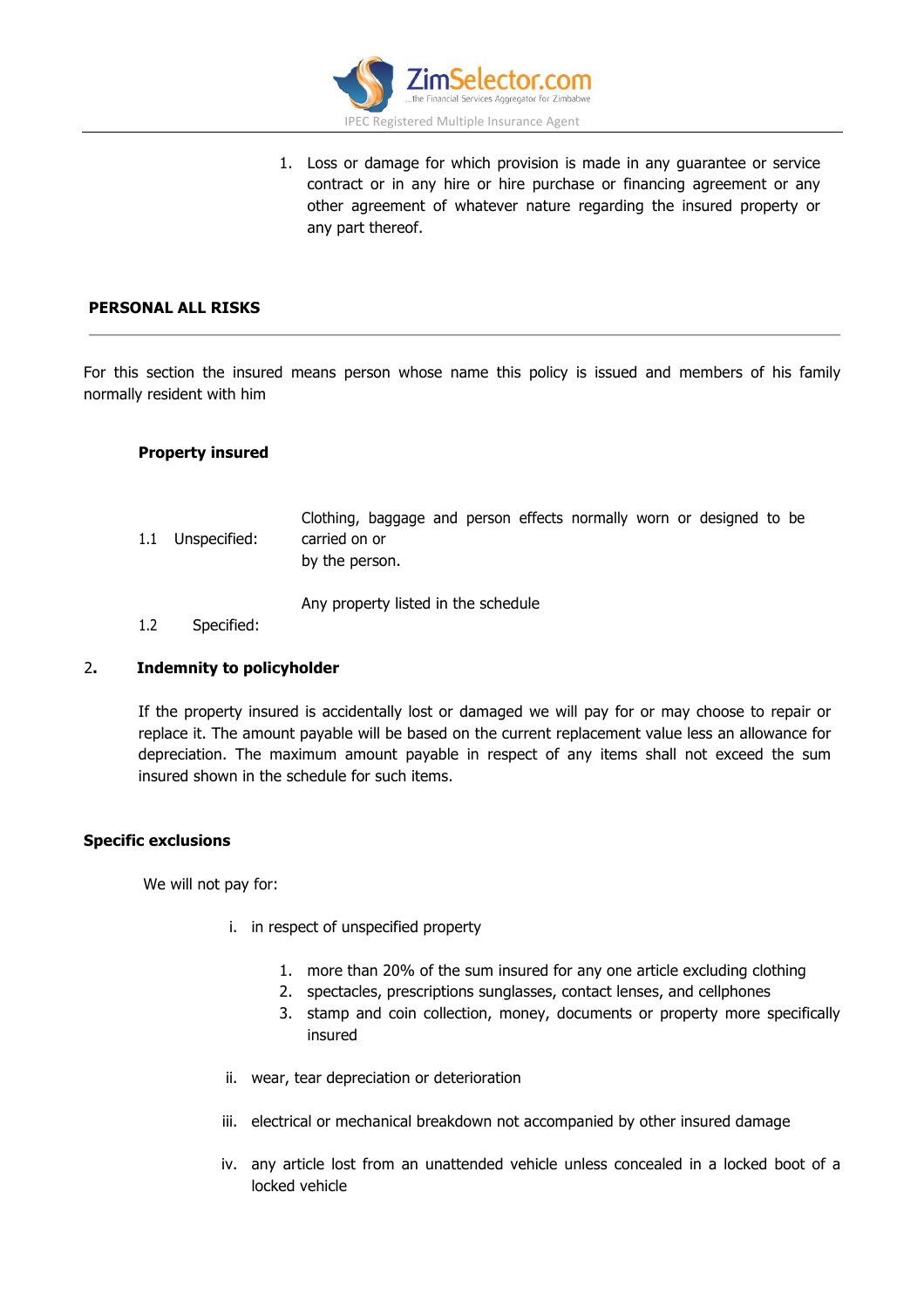1. Loss or damage for which provision is made in any guarantee or service contract or in any hire or hire purchase or financing agreement or any other agreement of whatever nature regarding the insured property or any part thereof.

## PERSONAL ALL RISKS

---

For this section the insured means person whose name this policy is issued and members of his family normally resident with him

**Property insured**

1.1 Unspecified: Clothing, baggage and person effects normally worn or designed to be carried on or by the person.

1.2 Specified: Any property listed in the schedule

**2. Indemnity to policyholder**

If the property insured is accidentally lost or damaged we will pay for or may choose to repair or replace it. The amount payable will be based on the current replacement value less an allowance for depreciation. The maximum amount payable in respect of any items shall not exceed the sum insured shown in the schedule for such items.

**Specific exclusions**

We will not pay for:

i. in respect of unspecified property
   1. more than 20% of the sum insured for any one article excluding clothing
   2. spectacles, prescriptions sunglasses, contact lenses, and cellphones
   3. stamp and coin collection, money, documents or property more specifically insured

ii. wear, tear depreciation or deterioration

iii. electrical or mechanical breakdown not accompanied by other insured damage

iv. any article lost from an unattended vehicle unless concealed in a locked boot of a locked vehicle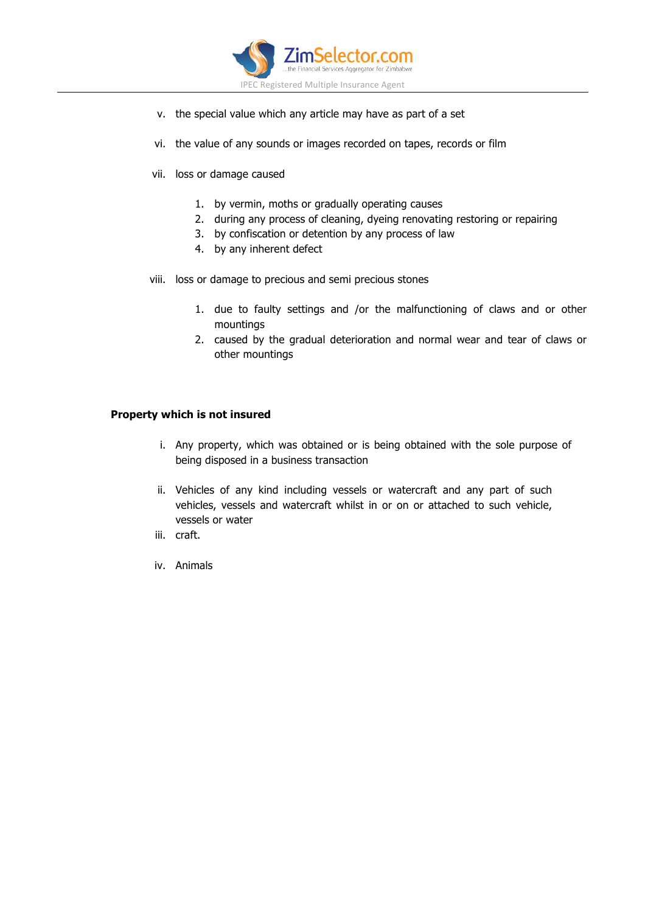v. the special value which any article may have as part of a set

vi. the value of any sounds or images recorded on tapes, records or film

vii. loss or damage caused

1. by vermin, moths or gradually operating causes
2. during any process of cleaning, dyeing renovating restoring or repairing
3. by confiscation or detention by any process of law
4. by any inherent defect

viii. loss or damage to precious and semi precious stones

1. due to faulty settings and /or the malfunctioning of claws and or other mountings
2. caused by the gradual deterioration and normal wear and tear of claws or other mountings

**Property which is not insured**

i. Any property, which was obtained or is being obtained with the sole purpose of being disposed in a business transaction

ii. Vehicles of any kind including vessels or watercraft and any part of such vehicles, vessels and watercraft whilst in or on or attached to such vehicle, vessels or water

iii. craft.

iv. Animals